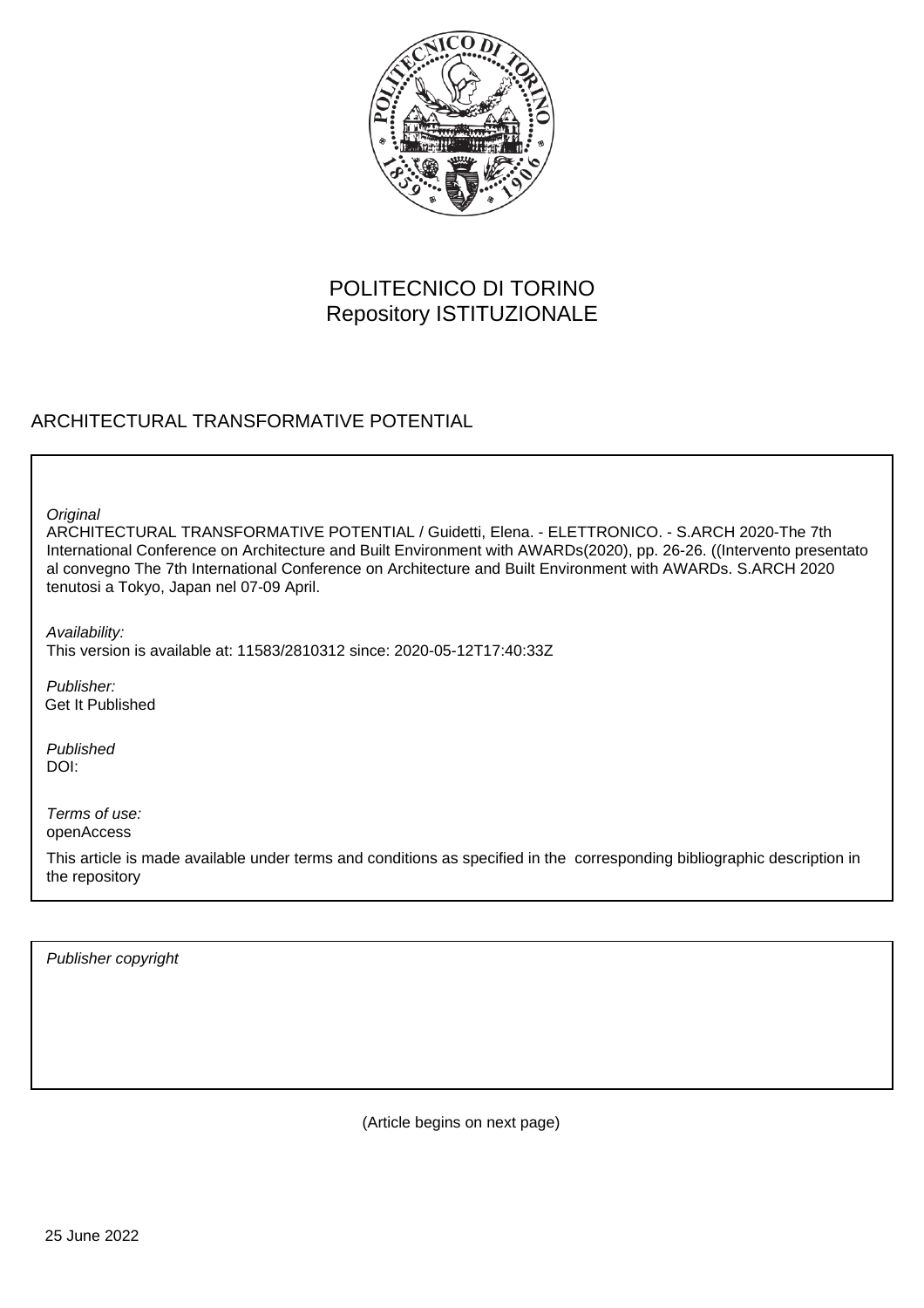POLITECNICO DI TORINO
Repository ISTITUZIONALE

ARCHITECTURAL TRANSFORMATIVE POTENTIAL

*Original*
ARCHITECTURAL TRANSFORMATIVE POTENTIAL / Guidetti, Elena. - ELETTRONICO. - S.ARCH 2020-The 7th International Conference on Architecture and Built Environment with AWARDs(2020), pp. 26-26. ((Intervento presentato al convegno The 7th International Conference on Architecture and Built Environment with AWARDs. S.ARCH 2020 tenutosi a Tokyo, Japan nel 07-09 April.

*Availability:*
This version is available at: 11583/2810312 since: 2020-05-12T17:40:33Z

*Publisher:*
Get It Published

*Published*
DOI:

*Terms of use:*
openAccess

This article is made available under terms and conditions as specified in the corresponding bibliographic description in the repository

*Publisher copyright*

(Article begins on next page)

25 June 2022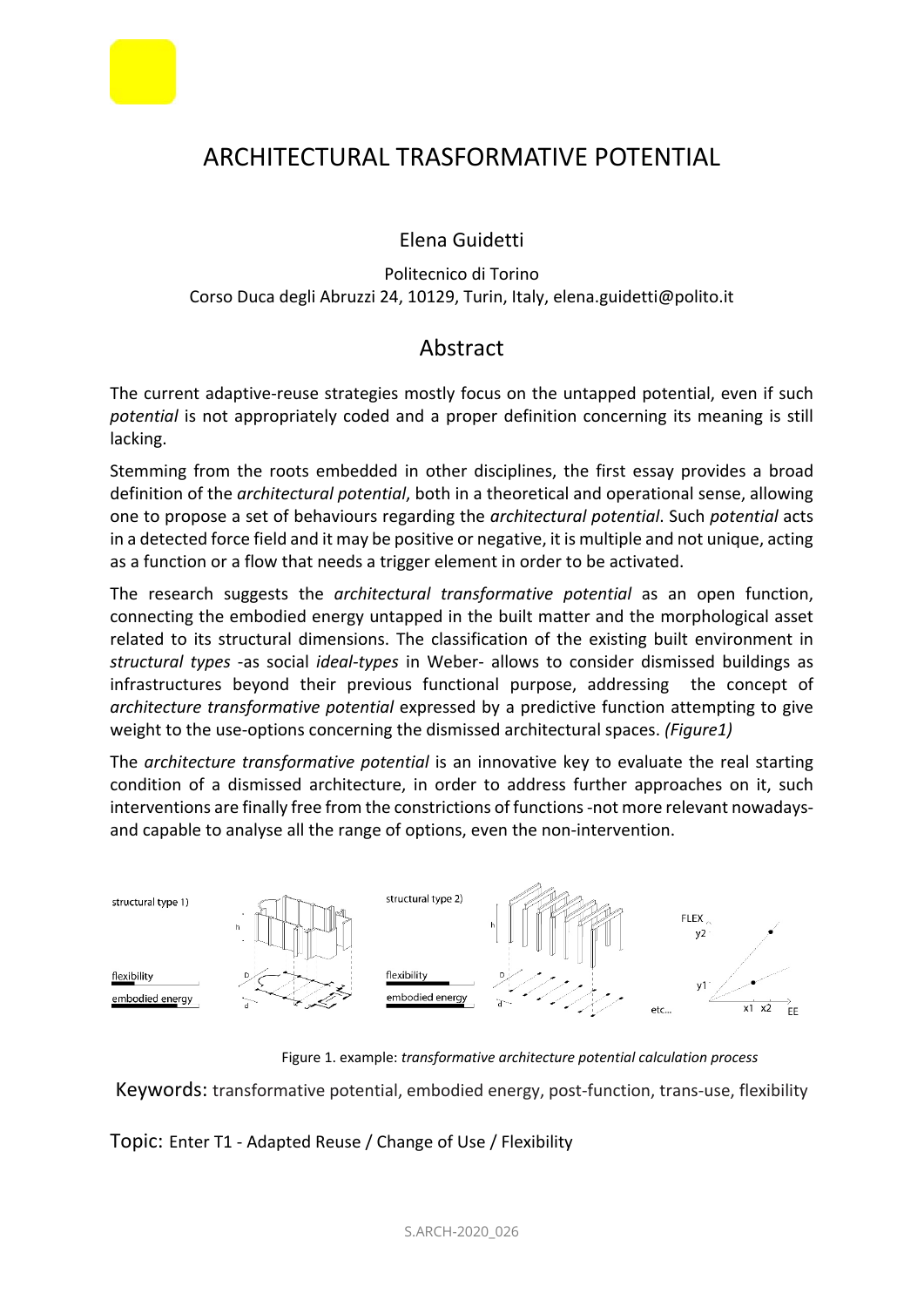# ARCHITECTURAL TRASFORMATIVE POTENTIAL

Elena Guidetti

Politecnico di Torino
Corso Duca degli Abruzzi 24, 10129, Turin, Italy, elena.guidetti@polito.it

## Abstract

The current adaptive-reuse strategies mostly focus on the untapped potential, even if such *potential* is not appropriately coded and a proper definition concerning its meaning is still lacking.

Stemming from the roots embedded in other disciplines, the first essay provides a broad definition of the *architectural potential*, both in a theoretical and operational sense, allowing one to propose a set of behaviours regarding the *architectural potential*. Such *potential* acts in a detected force field and it may be positive or negative, it is multiple and not unique, acting as a function or a flow that needs a trigger element in order to be activated.

The research suggests the *architectural transformative potential* as an open function, connecting the embodied energy untapped in the built matter and the morphological asset related to its structural dimensions. The classification of the existing built environment in *structural types* -as social *ideal-types* in Weber- allows to consider dismissed buildings as infrastructures beyond their previous functional purpose, addressing the concept of *architecture transformative potential* expressed by a predictive function attempting to give weight to the use-options concerning the dismissed architectural spaces. *(Figure1)*

The *architecture transformative potential* is an innovative key to evaluate the real starting condition of a dismissed architecture, in order to address further approaches on it, such interventions are finally free from the constrictions of functions -not more relevant nowadays- and capable to analyse all the range of options, even the non-intervention.

structural type 1)

flexibility

embodied energy

structural type 2)

flexibility

embodied energy

FLEX

y2

y1

x1 x2 EE

etc...

Figure 1. example: *transformative architecture potential calculation process*

Keywords: transformative potential, embodied energy, post-function, trans-use, flexibility

Topic: Enter T1 - Adapted Reuse / Change of Use / Flexibility